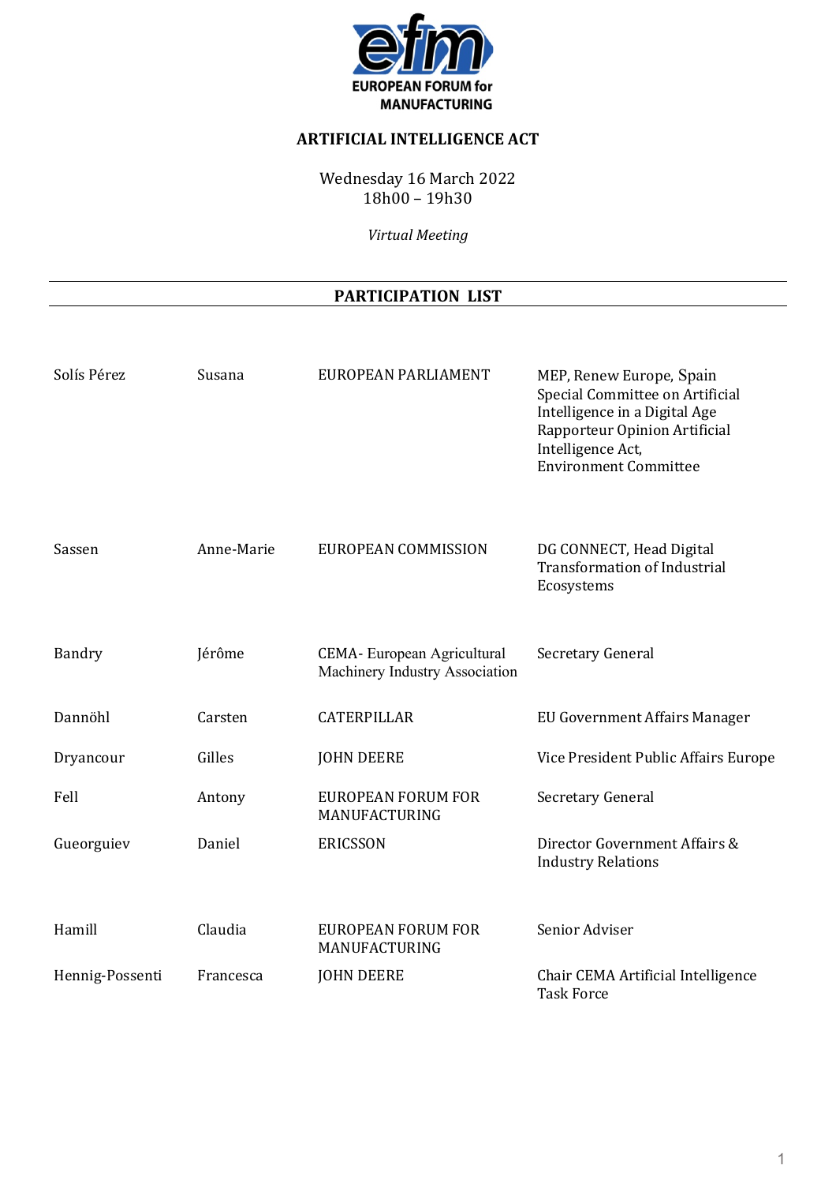EUROPEAN FORUM for MANUFACTURING

# ARTIFICIAL INTELLIGENCE ACT

Wednesday 16 March 2022
18h00 – 19h30

*Virtual Meeting*

## PARTICIPATION LIST

| | | | |
|---|---|---|---|
| Solís Pérez | Susana | EUROPEAN PARLIAMENT | MEP, Renew Europe, Spain Special Committee on Artificial Intelligence in a Digital Age Rapporteur Opinion Artificial Intelligence Act, Environment Committee |
| Sassen | Anne-Marie | EUROPEAN COMMISSION | DG CONNECT, Head Digital Transformation of Industrial Ecosystems |
| Bandry | Jérôme | CEMA- European Agricultural Machinery Industry Association | Secretary General |
| Dannöhl | Carsten | CATERPILLAR | EU Government Affairs Manager |
| Dryancour | Gilles | JOHN DEERE | Vice President Public Affairs Europe |
| Fell | Antony | EUROPEAN FORUM FOR MANUFACTURING | Secretary General |
| Gueorguiev | Daniel | ERICSSON | Director Government Affairs & Industry Relations |
| Hamill | Claudia | EUROPEAN FORUM FOR MANUFACTURING | Senior Adviser |
| Hennig-Possenti | Francesca | JOHN DEERE | Chair CEMA Artificial Intelligence Task Force |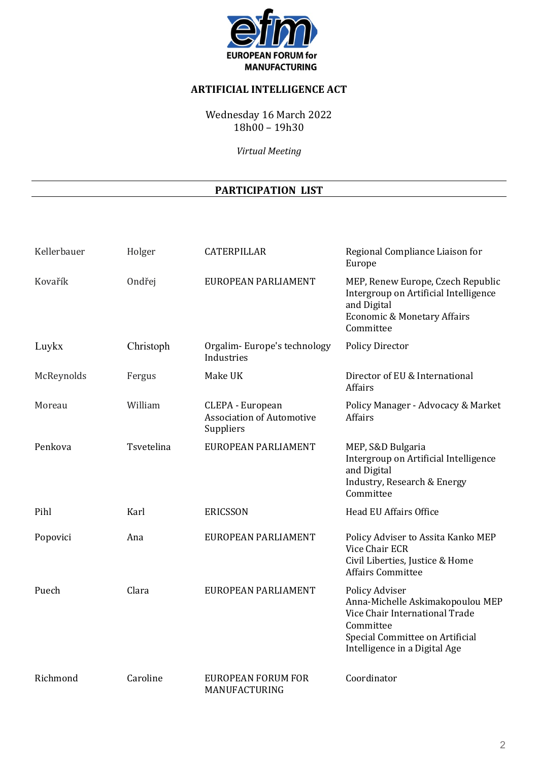EUROPEAN FORUM for MANUFACTURING

## ARTIFICIAL INTELLIGENCE ACT

Wednesday 16 March 2022
18h00 – 19h30

*Virtual Meeting*

## PARTICIPATION LIST

| | | | |
|---|---|---|---|
| Kellerbauer | Holger | CATERPILLAR | Regional Compliance Liaison for Europe |
| Kovařík | Ondřej | EUROPEAN PARLIAMENT | MEP, Renew Europe, Czech Republic<br>Intergroup on Artificial Intelligence and Digital<br>Economic & Monetary Affairs Committee |
| Luykx | Christoph | Orgalim- Europe's technology Industries | Policy Director |
| McReynolds | Fergus | Make UK | Director of EU & International Affairs |
| Moreau | William | CLEPA - European Association of Automotive Suppliers | Policy Manager - Advocacy & Market Affairs |
| Penkova | Tsvetelina | EUROPEAN PARLIAMENT | MEP, S&D Bulgaria<br>Intergroup on Artificial Intelligence and Digital<br>Industry, Research & Energy Committee |
| Pihl | Karl | ERICSSON | Head EU Affairs Office |
| Popovici | Ana | EUROPEAN PARLIAMENT | Policy Adviser to Assita Kanko MEP<br>Vice Chair ECR<br>Civil Liberties, Justice & Home Affairs Committee |
| Puech | Clara | EUROPEAN PARLIAMENT | Policy Adviser<br>Anna-Michelle Askimakopoulou MEP<br>Vice Chair International Trade Committee<br>Special Committee on Artificial Intelligence in a Digital Age |
| Richmond | Caroline | EUROPEAN FORUM FOR MANUFACTURING | Coordinator |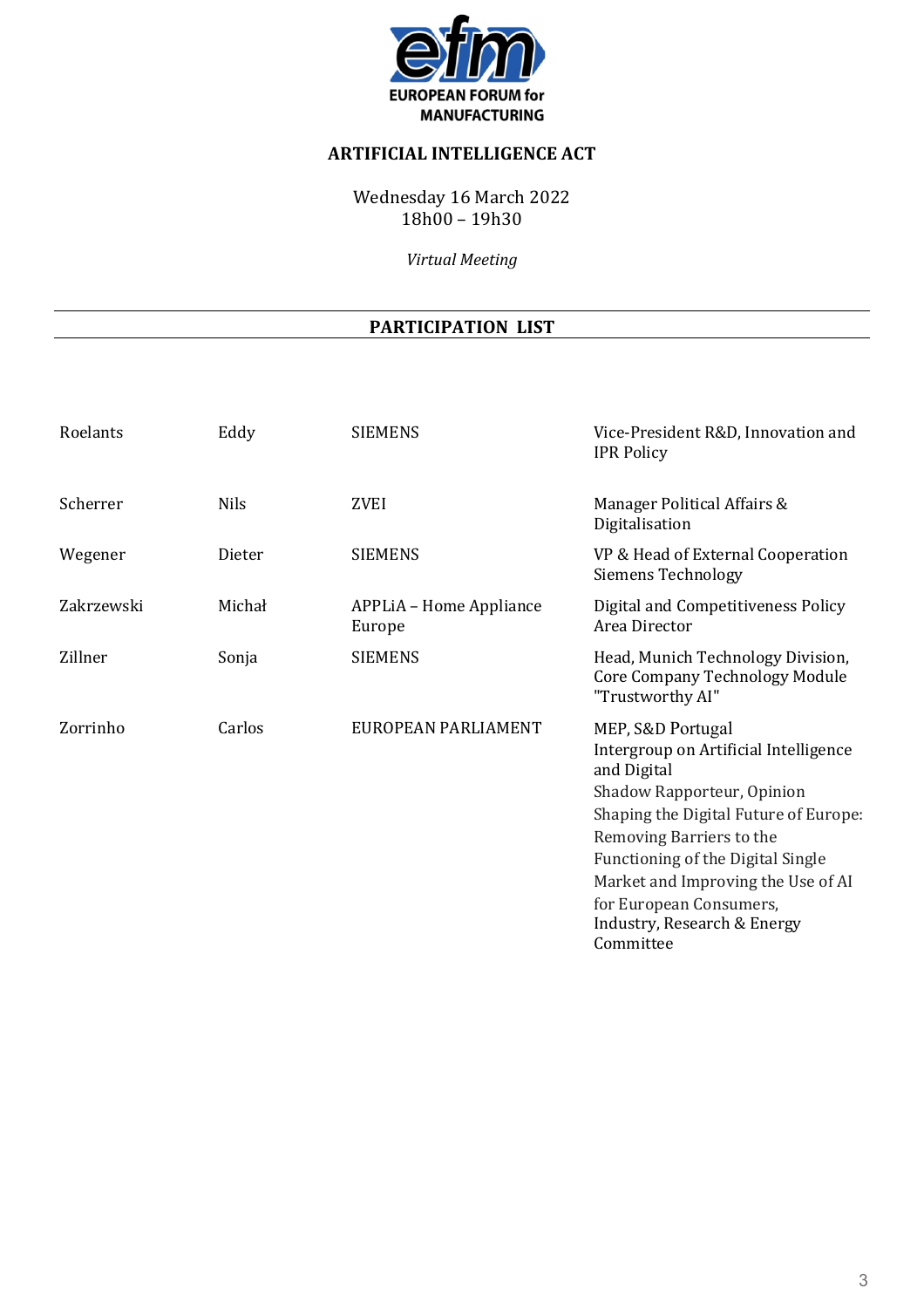EUROPEAN FORUM for MANUFACTURING

# ARTIFICIAL INTELLIGENCE ACT

Wednesday 16 March 2022
18h00 – 19h30

*Virtual Meeting*

## PARTICIPATION LIST

| | | | |
|---|---|---|---|
| Roelants | Eddy | SIEMENS | Vice-President R&D, Innovation and IPR Policy |
| Scherrer | Nils | ZVEI | Manager Political Affairs & Digitalisation |
| Wegener | Dieter | SIEMENS | VP & Head of External Cooperation Siemens Technology |
| Zakrzewski | Michał | APPLiA – Home Appliance Europe | Digital and Competitiveness Policy Area Director |
| Zillner | Sonja | SIEMENS | Head, Munich Technology Division, Core Company Technology Module "Trustworthy AI" |
| Zorrinho | Carlos | EUROPEAN PARLIAMENT | MEP, S&D Portugal<br>Intergroup on Artificial Intelligence and Digital<br>Shadow Rapporteur, Opinion Shaping the Digital Future of Europe: Removing Barriers to the Functioning of the Digital Single Market and Improving the Use of AI for European Consumers, Industry, Research & Energy Committee |